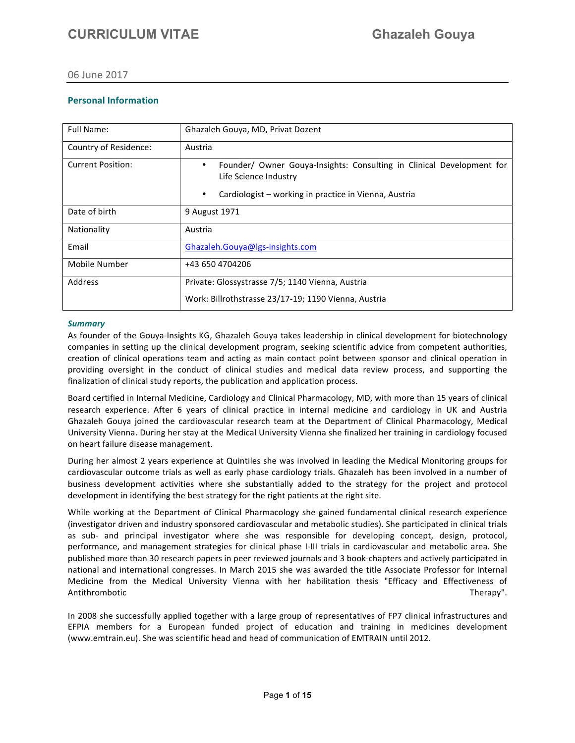# CURRICULUM VITAE Ghazaleh Gouya

06 June 2017

## Personal Information

| Full Name: | Ghazaleh Gouya, MD, Privat Dozent |
|---|---|
| Country of Residence: | Austria |
| Current Position: | • Founder/ Owner Gouya-Insights: Consulting in Clinical Development for Life Science Industry<br>• Cardiologist – working in practice in Vienna, Austria |
| Date of birth | 9 August 1971 |
| Nationality | Austria |
| Email | Ghazaleh.Gouya@lgs-insights.com |
| Mobile Number | +43 650 4704206 |
| Address | Private: Glossystrasse 7/5; 1140 Vienna, Austria<br>Work: Billrothstrasse 23/17-19; 1190 Vienna, Austria |

***Summary***

As founder of the Gouya-Insights KG, Ghazaleh Gouya takes leadership in clinical development for biotechnology companies in setting up the clinical development program, seeking scientific advice from competent authorities, creation of clinical operations team and acting as main contact point between sponsor and clinical operation in providing oversight in the conduct of clinical studies and medical data review process, and supporting the finalization of clinical study reports, the publication and application process.

Board certified in Internal Medicine, Cardiology and Clinical Pharmacology, MD, with more than 15 years of clinical research experience. After 6 years of clinical practice in internal medicine and cardiology in UK and Austria Ghazaleh Gouya joined the cardiovascular research team at the Department of Clinical Pharmacology, Medical University Vienna. During her stay at the Medical University Vienna she finalized her training in cardiology focused on heart failure disease management.

During her almost 2 years experience at Quintiles she was involved in leading the Medical Monitoring groups for cardiovascular outcome trials as well as early phase cardiology trials. Ghazaleh has been involved in a number of business development activities where she substantially added to the strategy for the project and protocol development in identifying the best strategy for the right patients at the right site.

While working at the Department of Clinical Pharmacology she gained fundamental clinical research experience (investigator driven and industry sponsored cardiovascular and metabolic studies). She participated in clinical trials as sub- and principal investigator where she was responsible for developing concept, design, protocol, performance, and management strategies for clinical phase I-III trials in cardiovascular and metabolic area. She published more than 30 research papers in peer reviewed journals and 3 book-chapters and actively participated in national and international congresses. In March 2015 she was awarded the title Associate Professor for Internal Medicine from the Medical University Vienna with her habilitation thesis "Efficacy and Effectiveness of Antithrombotic Therapy".

In 2008 she successfully applied together with a large group of representatives of FP7 clinical infrastructures and EFPIA members for a European funded project of education and training in medicines development (www.emtrain.eu). She was scientific head and head of communication of EMTRAIN until 2012.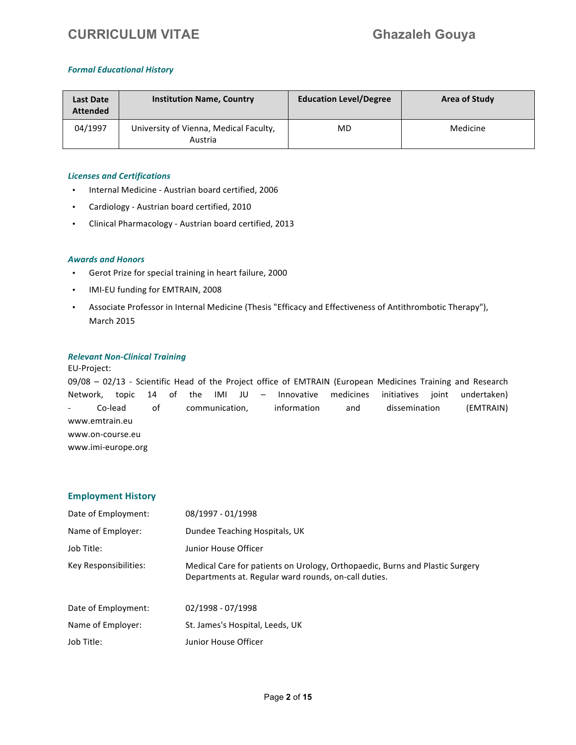### *Formal Educational History*

| Last Date Attended | Institution Name, Country | Education Level/Degree | Area of Study |
|---|---|---|---|
| 04/1997 | University of Vienna, Medical Faculty, Austria | MD | Medicine |

### *Licenses and Certifications*

- Internal Medicine - Austrian board certified, 2006
- Cardiology - Austrian board certified, 2010
- Clinical Pharmacology - Austrian board certified, 2013

### *Awards and Honors*

- Gerot Prize for special training in heart failure, 2000
- IMI-EU funding for EMTRAIN, 2008
- Associate Professor in Internal Medicine (Thesis "Efficacy and Effectiveness of Antithrombotic Therapy"), March 2015

### *Relevant Non-Clinical Training*

EU-Project:
09/08 – 02/13 - Scientific Head of the Project office of EMTRAIN (European Medicines Training and Research Network, topic 14 of the IMI JU – Innovative medicines initiatives joint undertaken)
- Co-lead of communication, information and dissemination (EMTRAIN)
www.emtrain.eu
www.on-course.eu
www.imi-europe.org

## Employment History

Date of Employment: 08/1997 - 01/1998
Name of Employer: Dundee Teaching Hospitals, UK
Job Title: Junior House Officer
Key Responsibilities: Medical Care for patients on Urology, Orthopaedic, Burns and Plastic Surgery Departments at. Regular ward rounds, on-call duties.

Date of Employment: 02/1998 - 07/1998
Name of Employer: St. James's Hospital, Leeds, UK
Job Title: Junior House Officer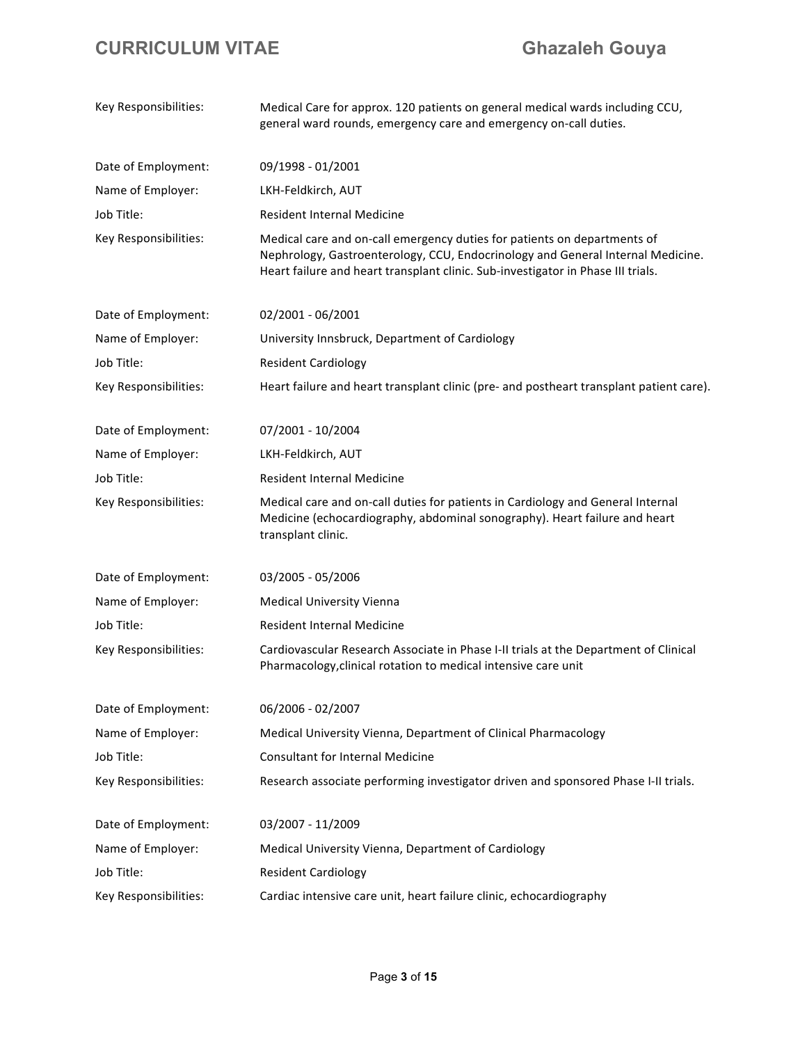| | |
|---|---|
| Key Responsibilities: | Medical Care for approx. 120 patients on general medical wards including CCU, general ward rounds, emergency care and emergency on-call duties. |

| | |
|---|---|
| Date of Employment: | 09/1998 - 01/2001 |
| Name of Employer: | LKH-Feldkirch, AUT |
| Job Title: | Resident Internal Medicine |
| Key Responsibilities: | Medical care and on-call emergency duties for patients on departments of Nephrology, Gastroenterology, CCU, Endocrinology and General Internal Medicine. Heart failure and heart transplant clinic. Sub-investigator in Phase III trials. |

| | |
|---|---|
| Date of Employment: | 02/2001 - 06/2001 |
| Name of Employer: | University Innsbruck, Department of Cardiology |
| Job Title: | Resident Cardiology |
| Key Responsibilities: | Heart failure and heart transplant clinic (pre- and postheart transplant patient care). |

| | |
|---|---|
| Date of Employment: | 07/2001 - 10/2004 |
| Name of Employer: | LKH-Feldkirch, AUT |
| Job Title: | Resident Internal Medicine |
| Key Responsibilities: | Medical care and on-call duties for patients in Cardiology and General Internal Medicine (echocardiography, abdominal sonography). Heart failure and heart transplant clinic. |

| | |
|---|---|
| Date of Employment: | 03/2005 - 05/2006 |
| Name of Employer: | Medical University Vienna |
| Job Title: | Resident Internal Medicine |
| Key Responsibilities: | Cardiovascular Research Associate in Phase I-II trials at the Department of Clinical Pharmacology,clinical rotation to medical intensive care unit |

| | |
|---|---|
| Date of Employment: | 06/2006 - 02/2007 |
| Name of Employer: | Medical University Vienna, Department of Clinical Pharmacology |
| Job Title: | Consultant for Internal Medicine |
| Key Responsibilities: | Research associate performing investigator driven and sponsored Phase I-II trials. |

| | |
|---|---|
| Date of Employment: | 03/2007 - 11/2009 |
| Name of Employer: | Medical University Vienna, Department of Cardiology |
| Job Title: | Resident Cardiology |
| Key Responsibilities: | Cardiac intensive care unit, heart failure clinic, echocardiography |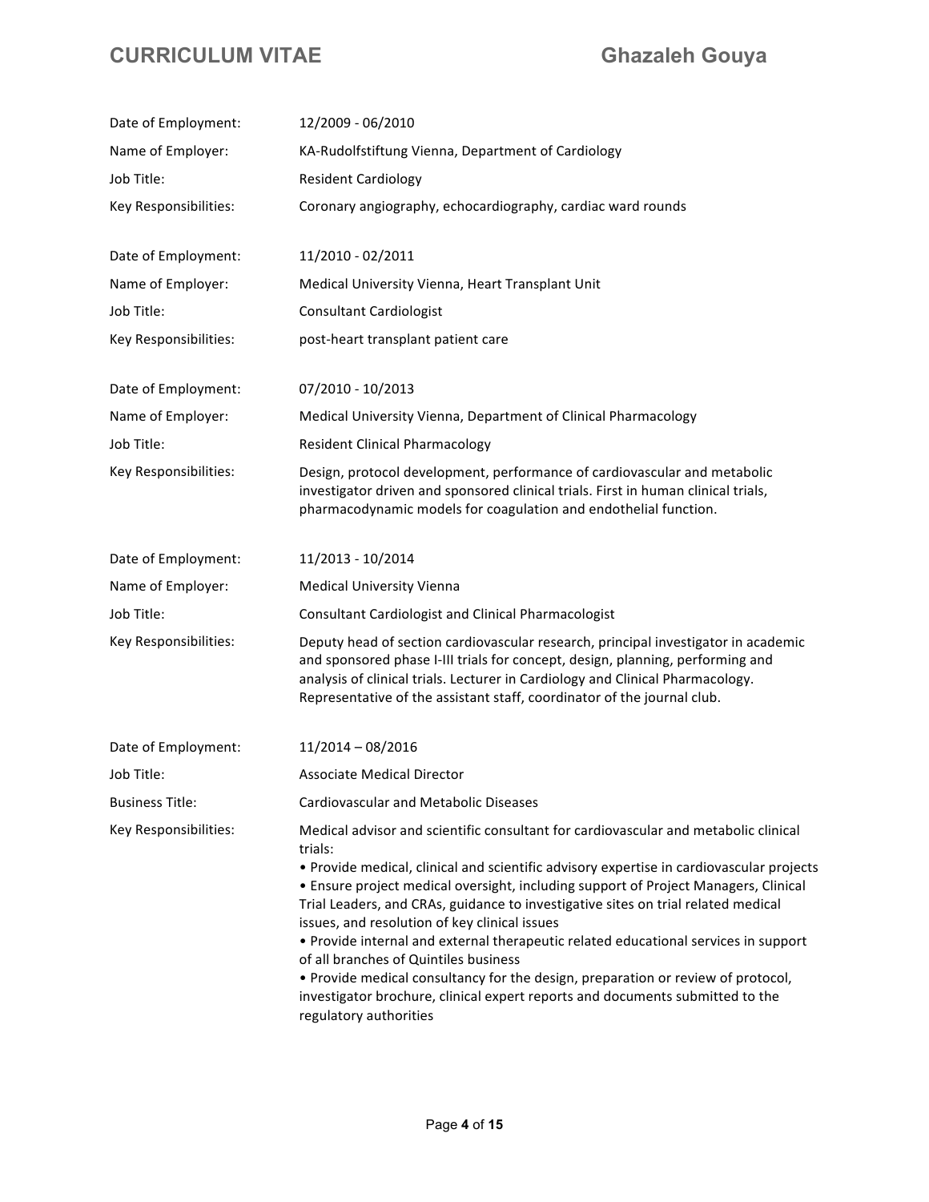| | |
|---|---|
| Date of Employment: | 12/2009 - 06/2010 |
| Name of Employer: | KA-Rudolfstiftung Vienna, Department of Cardiology |
| Job Title: | Resident Cardiology |
| Key Responsibilities: | Coronary angiography, echocardiography, cardiac ward rounds |

| | |
|---|---|
| Date of Employment: | 11/2010 - 02/2011 |
| Name of Employer: | Medical University Vienna, Heart Transplant Unit |
| Job Title: | Consultant Cardiologist |
| Key Responsibilities: | post-heart transplant patient care |

| | |
|---|---|
| Date of Employment: | 07/2010 - 10/2013 |
| Name of Employer: | Medical University Vienna, Department of Clinical Pharmacology |
| Job Title: | Resident Clinical Pharmacology |
| Key Responsibilities: | Design, protocol development, performance of cardiovascular and metabolic investigator driven and sponsored clinical trials. First in human clinical trials, pharmacodynamic models for coagulation and endothelial function. |

| | |
|---|---|
| Date of Employment: | 11/2013 - 10/2014 |
| Name of Employer: | Medical University Vienna |
| Job Title: | Consultant Cardiologist and Clinical Pharmacologist |
| Key Responsibilities: | Deputy head of section cardiovascular research, principal investigator in academic and sponsored phase I-III trials for concept, design, planning, performing and analysis of clinical trials. Lecturer in Cardiology and Clinical Pharmacology. Representative of the assistant staff, coordinator of the journal club. |

| | |
|---|---|
| Date of Employment: | 11/2014 – 08/2016 |
| Job Title: | Associate Medical Director |
| Business Title: | Cardiovascular and Metabolic Diseases |
| Key Responsibilities: | Medical advisor and scientific consultant for cardiovascular and metabolic clinical trials:<br>• Provide medical, clinical and scientific advisory expertise in cardiovascular projects<br>• Ensure project medical oversight, including support of Project Managers, Clinical Trial Leaders, and CRAs, guidance to investigative sites on trial related medical issues, and resolution of key clinical issues<br>• Provide internal and external therapeutic related educational services in support of all branches of Quintiles business<br>• Provide medical consultancy for the design, preparation or review of protocol, investigator brochure, clinical expert reports and documents submitted to the regulatory authorities |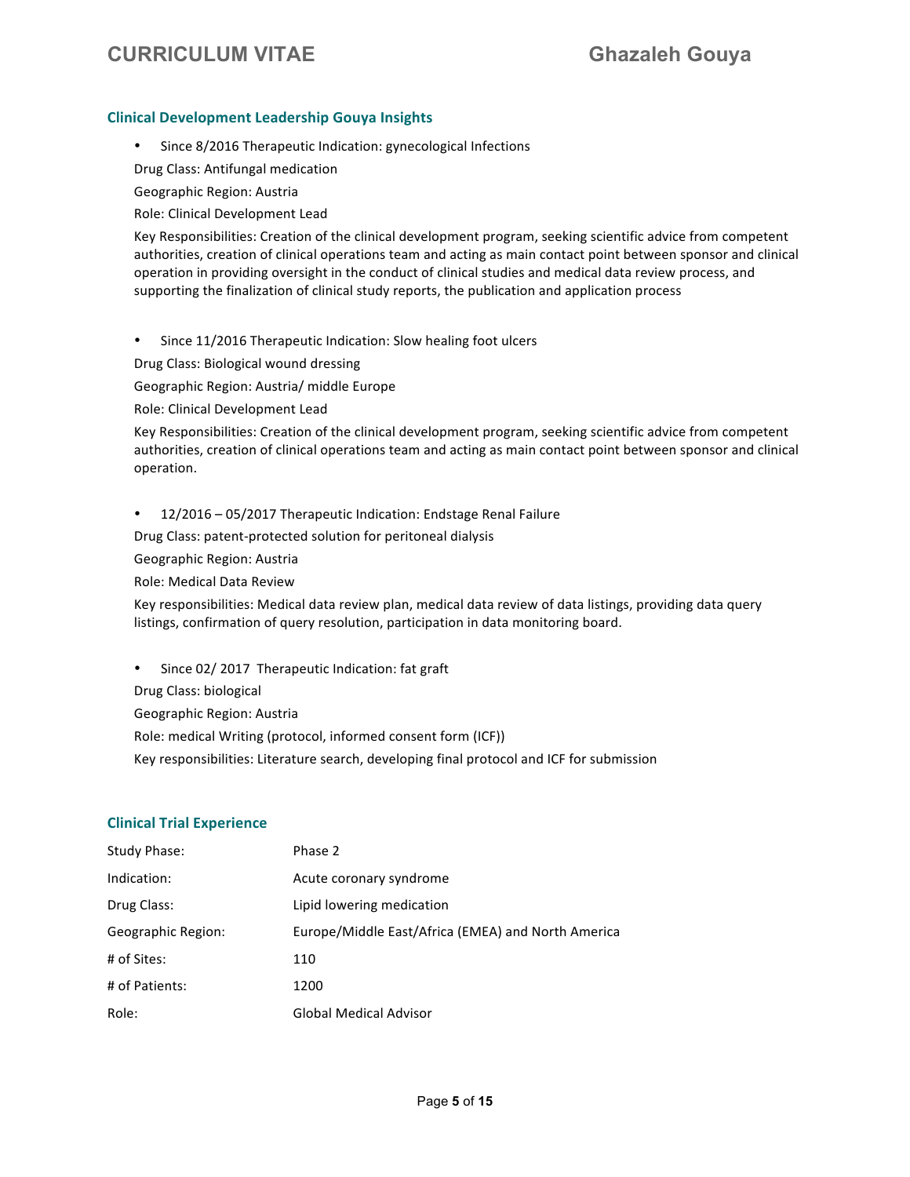## Clinical Development Leadership Gouya Insights

- Since 8/2016 Therapeutic Indication: gynecological Infections

Drug Class: Antifungal medication

Geographic Region: Austria

Role: Clinical Development Lead

Key Responsibilities: Creation of the clinical development program, seeking scientific advice from competent authorities, creation of clinical operations team and acting as main contact point between sponsor and clinical operation in providing oversight in the conduct of clinical studies and medical data review process, and supporting the finalization of clinical study reports, the publication and application process

- Since 11/2016 Therapeutic Indication: Slow healing foot ulcers

Drug Class: Biological wound dressing

Geographic Region: Austria/ middle Europe

Role: Clinical Development Lead

Key Responsibilities: Creation of the clinical development program, seeking scientific advice from competent authorities, creation of clinical operations team and acting as main contact point between sponsor and clinical operation.

- 12/2016 – 05/2017 Therapeutic Indication: Endstage Renal Failure

Drug Class: patent-protected solution for peritoneal dialysis

Geographic Region: Austria

Role: Medical Data Review

Key responsibilities: Medical data review plan, medical data review of data listings, providing data query listings, confirmation of query resolution, participation in data monitoring board.

- Since 02/ 2017 Therapeutic Indication: fat graft

Drug Class: biological

Geographic Region: Austria

Role: medical Writing (protocol, informed consent form (ICF))

Key responsibilities: Literature search, developing final protocol and ICF for submission

## Clinical Trial Experience

| | |
|---|---|
| Study Phase: | Phase 2 |
| Indication: | Acute coronary syndrome |
| Drug Class: | Lipid lowering medication |
| Geographic Region: | Europe/Middle East/Africa (EMEA) and North America |
| # of Sites: | 110 |
| # of Patients: | 1200 |
| Role: | Global Medical Advisor |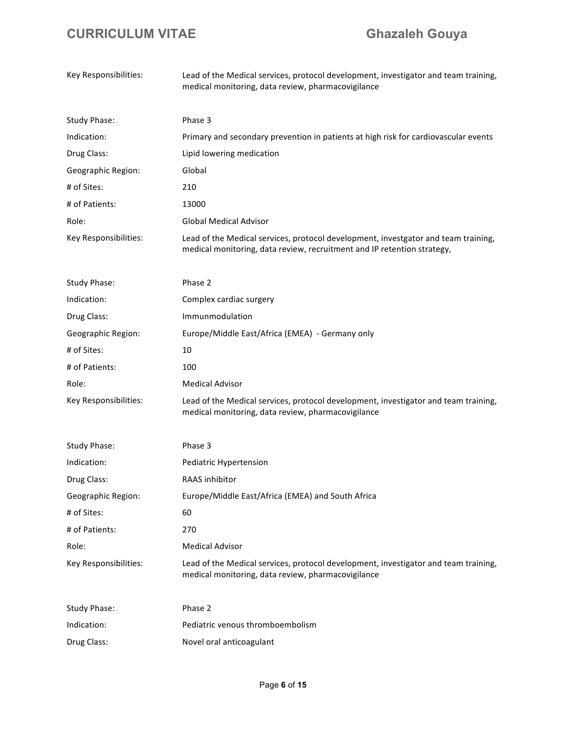| | |
|---|---|
| Key Responsibilities: | Lead of the Medical services, protocol development, investigator and team training, medical monitoring, data review, pharmacovigilance |

| | |
|---|---|
| Study Phase: | Phase 3 |
| Indication: | Primary and secondary prevention in patients at high risk for cardiovascular events |
| Drug Class: | Lipid lowering medication |
| Geographic Region: | Global |
| # of Sites: | 210 |
| # of Patients: | 13000 |
| Role: | Global Medical Advisor |
| Key Responsibilities: | Lead of the Medical services, protocol development, investgator and team training, medical monitoring, data review, recruitment and IP retention strategy, |

| | |
|---|---|
| Study Phase: | Phase 2 |
| Indication: | Complex cardiac surgery |
| Drug Class: | Immunmodulation |
| Geographic Region: | Europe/Middle East/Africa (EMEA) - Germany only |
| # of Sites: | 10 |
| # of Patients: | 100 |
| Role: | Medical Advisor |
| Key Responsibilities: | Lead of the Medical services, protocol development, investigator and team training, medical monitoring, data review, pharmacovigilance |

| | |
|---|---|
| Study Phase: | Phase 3 |
| Indication: | Pediatric Hypertension |
| Drug Class: | RAAS inhibitor |
| Geographic Region: | Europe/Middle East/Africa (EMEA) and South Africa |
| # of Sites: | 60 |
| # of Patients: | 270 |
| Role: | Medical Advisor |
| Key Responsibilities: | Lead of the Medical services, protocol development, investigator and team training, medical monitoring, data review, pharmacovigilance |

| | |
|---|---|
| Study Phase: | Phase 2 |
| Indication: | Pediatric venous thromboembolism |
| Drug Class: | Novel oral anticoagulant |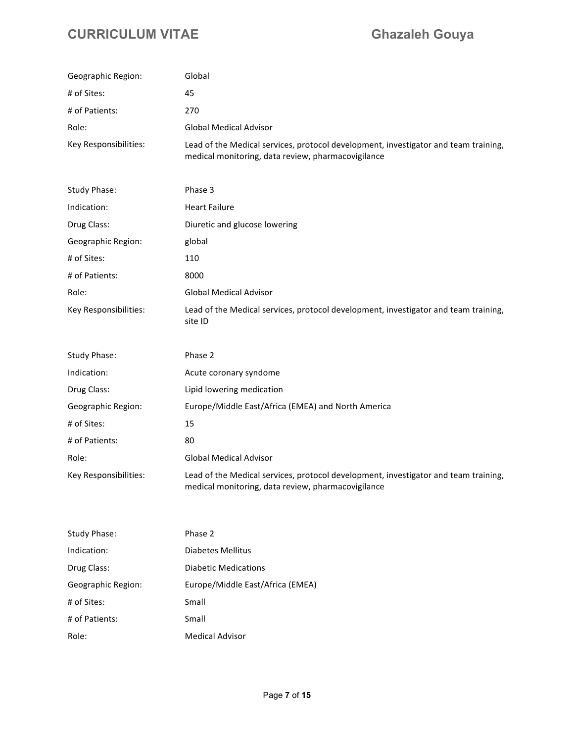| | |
|---|---|
| Geographic Region: | Global |
| # of Sites: | 45 |
| # of Patients: | 270 |
| Role: | Global Medical Advisor |
| Key Responsibilities: | Lead of the Medical services, protocol development, investigator and team training, medical monitoring, data review, pharmacovigilance |

| | |
|---|---|
| Study Phase: | Phase 3 |
| Indication: | Heart Failure |
| Drug Class: | Diuretic and glucose lowering |
| Geographic Region: | global |
| # of Sites: | 110 |
| # of Patients: | 8000 |
| Role: | Global Medical Advisor |
| Key Responsibilities: | Lead of the Medical services, protocol development, investigator and team training, site ID |

| | |
|---|---|
| Study Phase: | Phase 2 |
| Indication: | Acute coronary syndome |
| Drug Class: | Lipid lowering medication |
| Geographic Region: | Europe/Middle East/Africa (EMEA) and North America |
| # of Sites: | 15 |
| # of Patients: | 80 |
| Role: | Global Medical Advisor |
| Key Responsibilities: | Lead of the Medical services, protocol development, investigator and team training, medical monitoring, data review, pharmacovigilance |

| | |
|---|---|
| Study Phase: | Phase 2 |
| Indication: | Diabetes Mellitus |
| Drug Class: | Diabetic Medications |
| Geographic Region: | Europe/Middle East/Africa (EMEA) |
| # of Sites: | Small |
| # of Patients: | Small |
| Role: | Medical Advisor |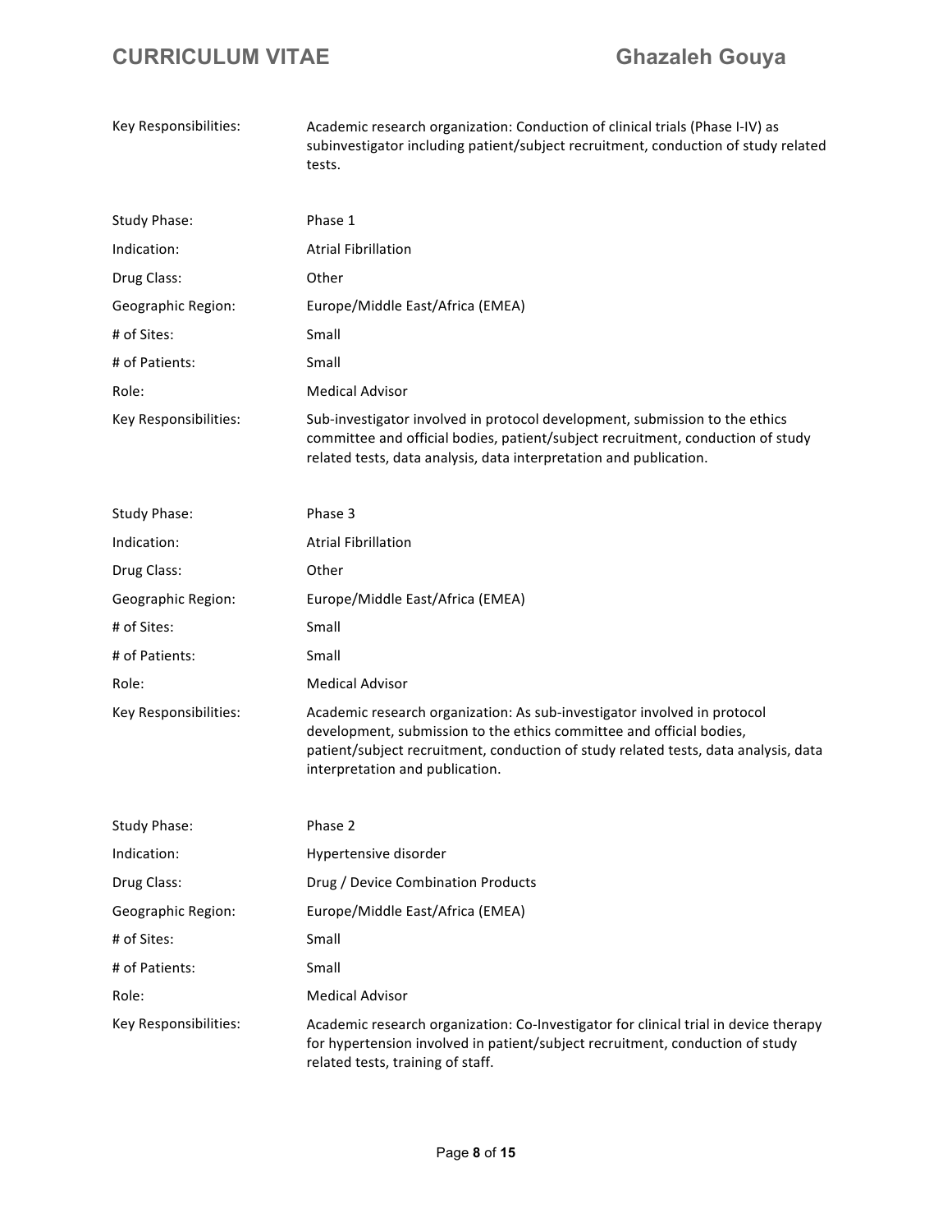| | |
|---|---|
| Key Responsibilities: | Academic research organization: Conduction of clinical trials (Phase I-IV) as subinvestigator including patient/subject recruitment, conduction of study related tests. |

| | |
|---|---|
| Study Phase: | Phase 1 |
| Indication: | Atrial Fibrillation |
| Drug Class: | Other |
| Geographic Region: | Europe/Middle East/Africa (EMEA) |
| # of Sites: | Small |
| # of Patients: | Small |
| Role: | Medical Advisor |
| Key Responsibilities: | Sub-investigator involved in protocol development, submission to the ethics committee and official bodies, patient/subject recruitment, conduction of study related tests, data analysis, data interpretation and publication. |

| | |
|---|---|
| Study Phase: | Phase 3 |
| Indication: | Atrial Fibrillation |
| Drug Class: | Other |
| Geographic Region: | Europe/Middle East/Africa (EMEA) |
| # of Sites: | Small |
| # of Patients: | Small |
| Role: | Medical Advisor |
| Key Responsibilities: | Academic research organization: As sub-investigator involved in protocol development, submission to the ethics committee and official bodies, patient/subject recruitment, conduction of study related tests, data analysis, data interpretation and publication. |

| | |
|---|---|
| Study Phase: | Phase 2 |
| Indication: | Hypertensive disorder |
| Drug Class: | Drug / Device Combination Products |
| Geographic Region: | Europe/Middle East/Africa (EMEA) |
| # of Sites: | Small |
| # of Patients: | Small |
| Role: | Medical Advisor |
| Key Responsibilities: | Academic research organization: Co-Investigator for clinical trial in device therapy for hypertension involved in patient/subject recruitment, conduction of study related tests, training of staff. |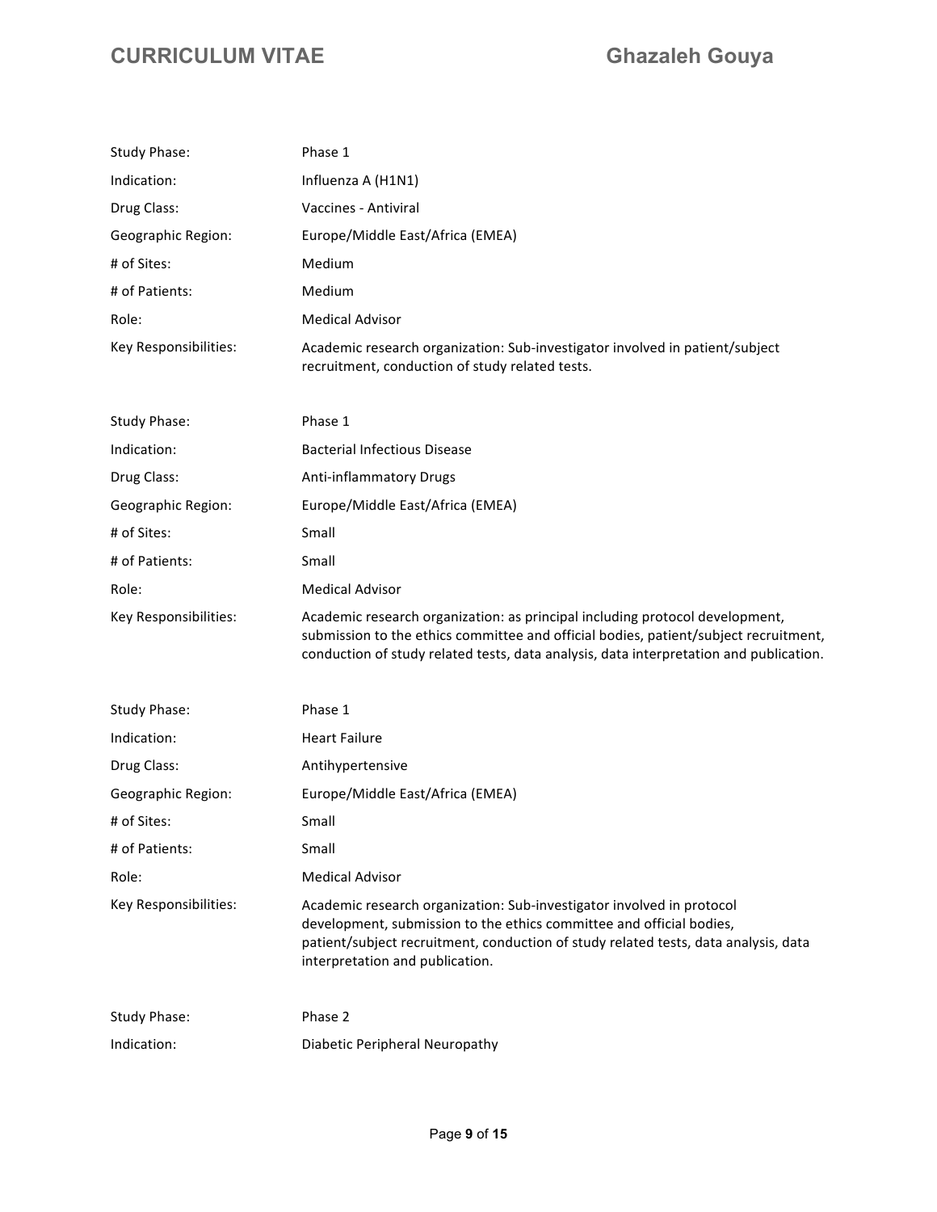| | |
|---|---|
| Study Phase: | Phase 1 |
| Indication: | Influenza A (H1N1) |
| Drug Class: | Vaccines - Antiviral |
| Geographic Region: | Europe/Middle East/Africa (EMEA) |
| # of Sites: | Medium |
| # of Patients: | Medium |
| Role: | Medical Advisor |
| Key Responsibilities: | Academic research organization: Sub-investigator involved in patient/subject recruitment, conduction of study related tests. |

| | |
|---|---|
| Study Phase: | Phase 1 |
| Indication: | Bacterial Infectious Disease |
| Drug Class: | Anti-inflammatory Drugs |
| Geographic Region: | Europe/Middle East/Africa (EMEA) |
| # of Sites: | Small |
| # of Patients: | Small |
| Role: | Medical Advisor |
| Key Responsibilities: | Academic research organization: as principal including protocol development, submission to the ethics committee and official bodies, patient/subject recruitment, conduction of study related tests, data analysis, data interpretation and publication. |

| | |
|---|---|
| Study Phase: | Phase 1 |
| Indication: | Heart Failure |
| Drug Class: | Antihypertensive |
| Geographic Region: | Europe/Middle East/Africa (EMEA) |
| # of Sites: | Small |
| # of Patients: | Small |
| Role: | Medical Advisor |
| Key Responsibilities: | Academic research organization: Sub-investigator involved in protocol development, submission to the ethics committee and official bodies, patient/subject recruitment, conduction of study related tests, data analysis, data interpretation and publication. |

| | |
|---|---|
| Study Phase: | Phase 2 |
| Indication: | Diabetic Peripheral Neuropathy |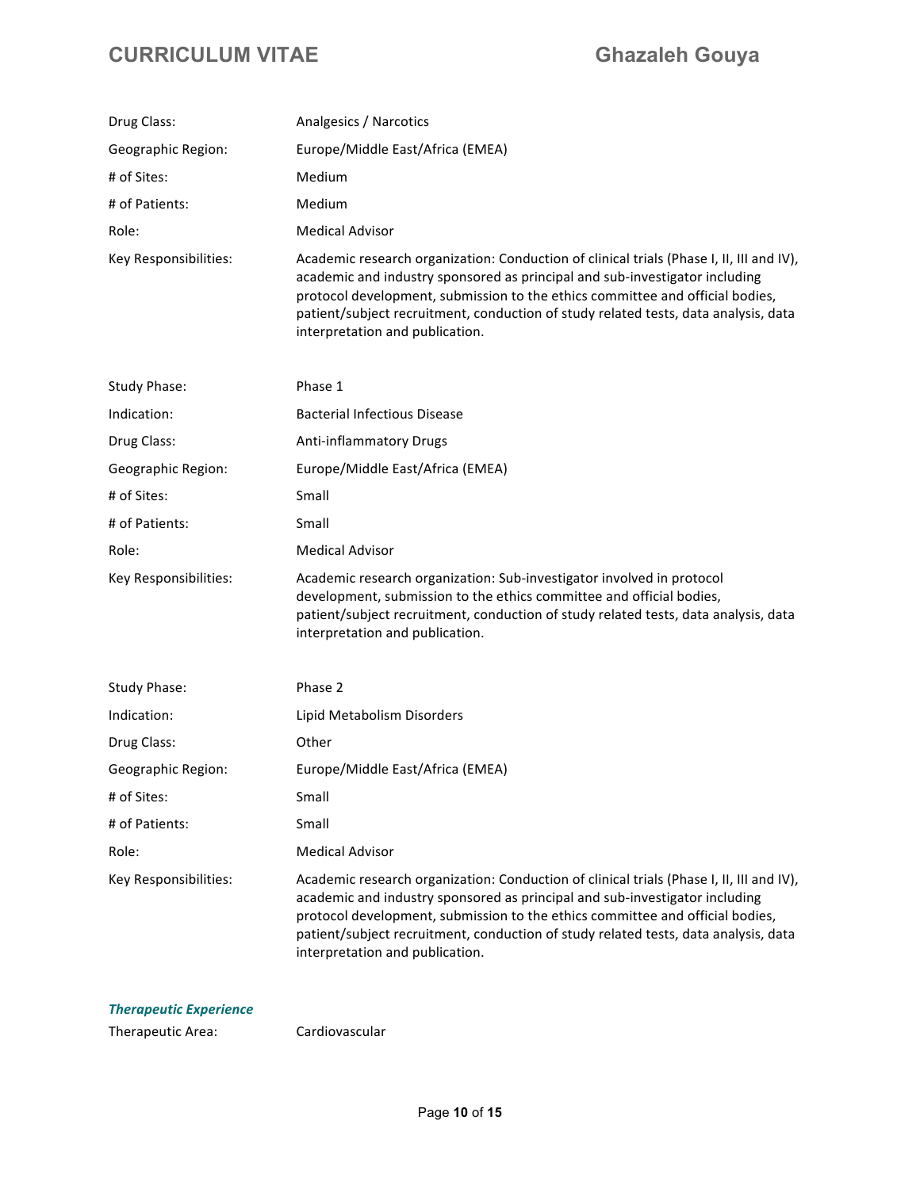| | |
|---|---|
| Drug Class: | Analgesics / Narcotics |
| Geographic Region: | Europe/Middle East/Africa (EMEA) |
| # of Sites: | Medium |
| # of Patients: | Medium |
| Role: | Medical Advisor |
| Key Responsibilities: | Academic research organization: Conduction of clinical trials (Phase I, II, III and IV), academic and industry sponsored as principal and sub-investigator including protocol development, submission to the ethics committee and official bodies, patient/subject recruitment, conduction of study related tests, data analysis, data interpretation and publication. |

| | |
|---|---|
| Study Phase: | Phase 1 |
| Indication: | Bacterial Infectious Disease |
| Drug Class: | Anti-inflammatory Drugs |
| Geographic Region: | Europe/Middle East/Africa (EMEA) |
| # of Sites: | Small |
| # of Patients: | Small |
| Role: | Medical Advisor |
| Key Responsibilities: | Academic research organization: Sub-investigator involved in protocol development, submission to the ethics committee and official bodies, patient/subject recruitment, conduction of study related tests, data analysis, data interpretation and publication. |

| | |
|---|---|
| Study Phase: | Phase 2 |
| Indication: | Lipid Metabolism Disorders |
| Drug Class: | Other |
| Geographic Region: | Europe/Middle East/Africa (EMEA) |
| # of Sites: | Small |
| # of Patients: | Small |
| Role: | Medical Advisor |
| Key Responsibilities: | Academic research organization: Conduction of clinical trials (Phase I, II, III and IV), academic and industry sponsored as principal and sub-investigator including protocol development, submission to the ethics committee and official bodies, patient/subject recruitment, conduction of study related tests, data analysis, data interpretation and publication. |

***Therapeutic Experience***

| | |
|---|---|
| Therapeutic Area: | Cardiovascular |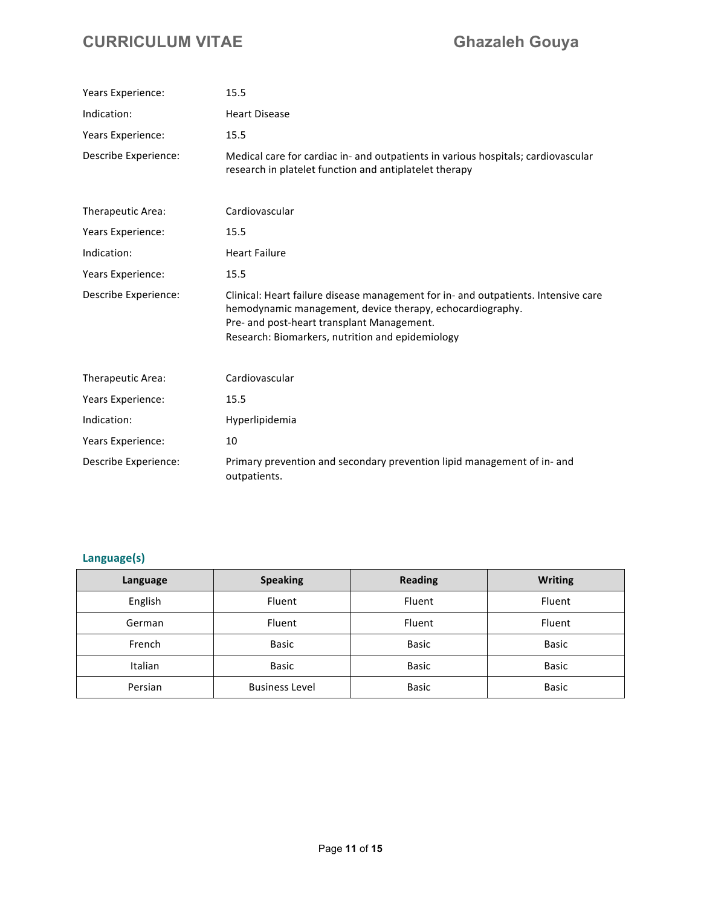Years Experience: 15.5

Indication: Heart Disease

Years Experience: 15.5

Describe Experience: Medical care for cardiac in- and outpatients in various hospitals; cardiovascular research in platelet function and antiplatelet therapy

Therapeutic Area: Cardiovascular

Years Experience: 15.5

Indication: Heart Failure

Years Experience: 15.5

Describe Experience: Clinical: Heart failure disease management for in- and outpatients. Intensive care hemodynamic management, device therapy, echocardiography.
Pre- and post-heart transplant Management.
Research: Biomarkers, nutrition and epidemiology

Therapeutic Area: Cardiovascular

Years Experience: 15.5

Indication: Hyperlipidemia

Years Experience: 10

Describe Experience: Primary prevention and secondary prevention lipid management of in- and outpatients.

## Language(s)

| Language | Speaking | Reading | Writing |
|---|---|---|---|
| English | Fluent | Fluent | Fluent |
| German | Fluent | Fluent | Fluent |
| French | Basic | Basic | Basic |
| Italian | Basic | Basic | Basic |
| Persian | Business Level | Basic | Basic |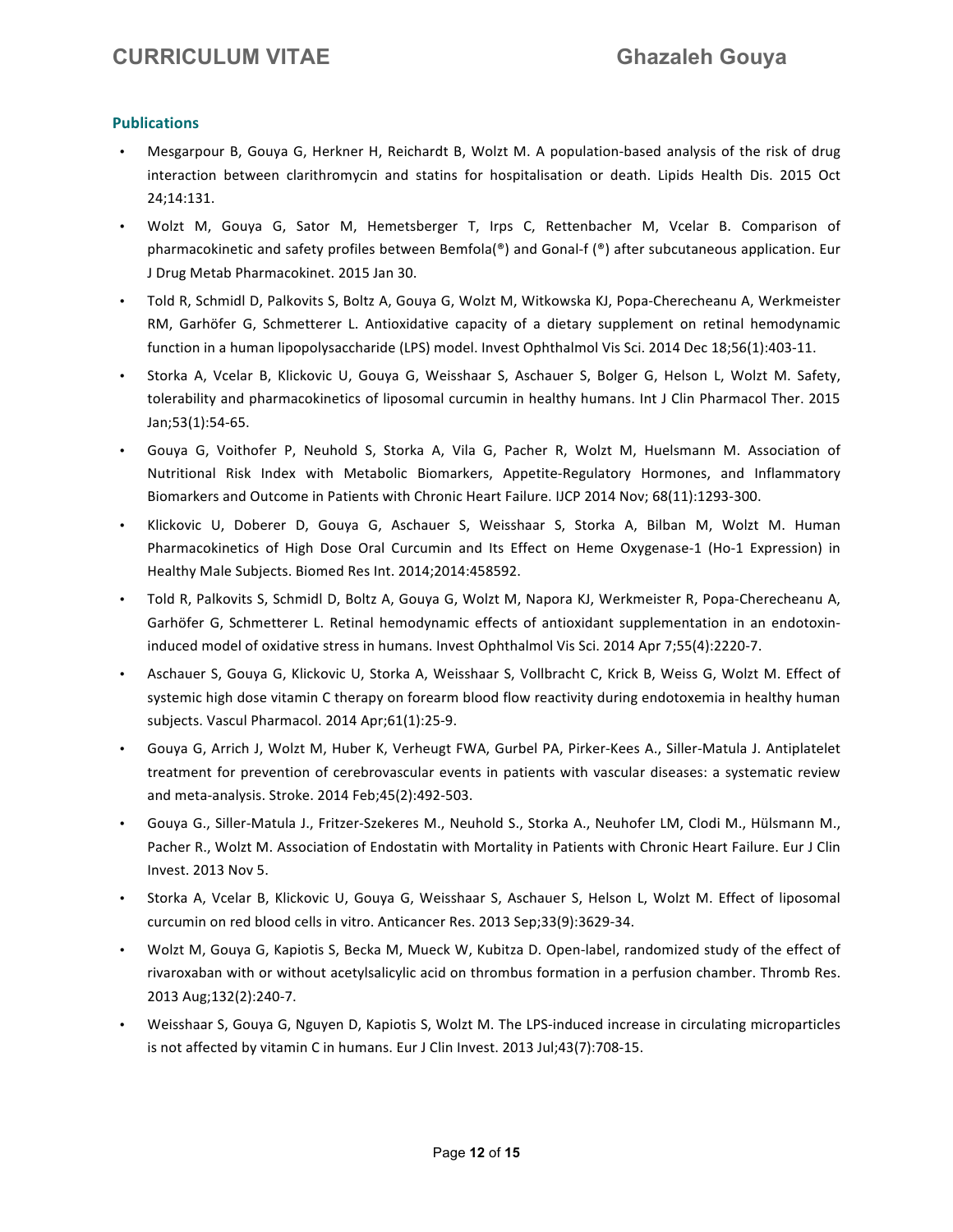## Publications

- Mesgarpour B, Gouya G, Herkner H, Reichardt B, Wolzt M. A population-based analysis of the risk of drug interaction between clarithromycin and statins for hospitalisation or death. Lipids Health Dis. 2015 Oct 24;14:131.
- Wolzt M, Gouya G, Sator M, Hemetsberger T, Irps C, Rettenbacher M, Vcelar B. Comparison of pharmacokinetic and safety profiles between Bemfola(®) and Gonal-f (®) after subcutaneous application. Eur J Drug Metab Pharmacokinet. 2015 Jan 30.
- Told R, Schmidl D, Palkovits S, Boltz A, Gouya G, Wolzt M, Witkowska KJ, Popa-Cherecheanu A, Werkmeister RM, Garhöfer G, Schmetterer L. Antioxidative capacity of a dietary supplement on retinal hemodynamic function in a human lipopolysaccharide (LPS) model. Invest Ophthalmol Vis Sci. 2014 Dec 18;56(1):403-11.
- Storka A, Vcelar B, Klickovic U, Gouya G, Weisshaar S, Aschauer S, Bolger G, Helson L, Wolzt M. Safety, tolerability and pharmacokinetics of liposomal curcumin in healthy humans. Int J Clin Pharmacol Ther. 2015 Jan;53(1):54-65.
- Gouya G, Voithofer P, Neuhold S, Storka A, Vila G, Pacher R, Wolzt M, Huelsmann M. Association of Nutritional Risk Index with Metabolic Biomarkers, Appetite-Regulatory Hormones, and Inflammatory Biomarkers and Outcome in Patients with Chronic Heart Failure. IJCP 2014 Nov; 68(11):1293-300.
- Klickovic U, Doberer D, Gouya G, Aschauer S, Weisshaar S, Storka A, Bilban M, Wolzt M. Human Pharmacokinetics of High Dose Oral Curcumin and Its Effect on Heme Oxygenase-1 (Ho-1 Expression) in Healthy Male Subjects. Biomed Res Int. 2014;2014:458592.
- Told R, Palkovits S, Schmidl D, Boltz A, Gouya G, Wolzt M, Napora KJ, Werkmeister R, Popa-Cherecheanu A, Garhöfer G, Schmetterer L. Retinal hemodynamic effects of antioxidant supplementation in an endotoxin-induced model of oxidative stress in humans. Invest Ophthalmol Vis Sci. 2014 Apr 7;55(4):2220-7.
- Aschauer S, Gouya G, Klickovic U, Storka A, Weisshaar S, Vollbracht C, Krick B, Weiss G, Wolzt M. Effect of systemic high dose vitamin C therapy on forearm blood flow reactivity during endotoxemia in healthy human subjects. Vascul Pharmacol. 2014 Apr;61(1):25-9.
- Gouya G, Arrich J, Wolzt M, Huber K, Verheugt FWA, Gurbel PA, Pirker-Kees A., Siller-Matula J. Antiplatelet treatment for prevention of cerebrovascular events in patients with vascular diseases: a systematic review and meta-analysis. Stroke. 2014 Feb;45(2):492-503.
- Gouya G., Siller-Matula J., Fritzer-Szekeres M., Neuhold S., Storka A., Neuhofer LM, Clodi M., Hülsmann M., Pacher R., Wolzt M. Association of Endostatin with Mortality in Patients with Chronic Heart Failure. Eur J Clin Invest. 2013 Nov 5.
- Storka A, Vcelar B, Klickovic U, Gouya G, Weisshaar S, Aschauer S, Helson L, Wolzt M. Effect of liposomal curcumin on red blood cells in vitro. Anticancer Res. 2013 Sep;33(9):3629-34.
- Wolzt M, Gouya G, Kapiotis S, Becka M, Mueck W, Kubitza D. Open-label, randomized study of the effect of rivaroxaban with or without acetylsalicylic acid on thrombus formation in a perfusion chamber. Thromb Res. 2013 Aug;132(2):240-7.
- Weisshaar S, Gouya G, Nguyen D, Kapiotis S, Wolzt M. The LPS-induced increase in circulating microparticles is not affected by vitamin C in humans. Eur J Clin Invest. 2013 Jul;43(7):708-15.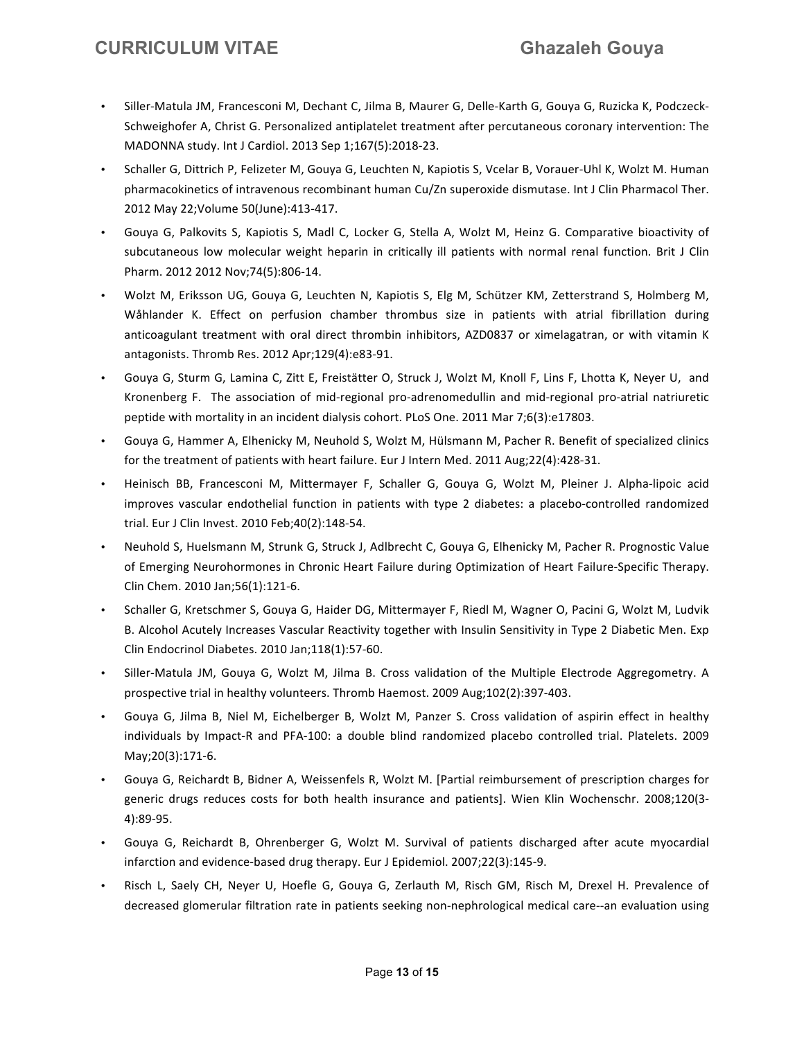- Siller-Matula JM, Francesconi M, Dechant C, Jilma B, Maurer G, Delle-Karth G, Gouya G, Ruzicka K, Podczeck-Schweighofer A, Christ G. Personalized antiplatelet treatment after percutaneous coronary intervention: The MADONNA study. Int J Cardiol. 2013 Sep 1;167(5):2018-23.
- Schaller G, Dittrich P, Felizeter M, Gouya G, Leuchten N, Kapiotis S, Vcelar B, Vorauer-Uhl K, Wolzt M. Human pharmacokinetics of intravenous recombinant human Cu/Zn superoxide dismutase. Int J Clin Pharmacol Ther. 2012 May 22;Volume 50(June):413-417.
- Gouya G, Palkovits S, Kapiotis S, Madl C, Locker G, Stella A, Wolzt M, Heinz G. Comparative bioactivity of subcutaneous low molecular weight heparin in critically ill patients with normal renal function. Brit J Clin Pharm. 2012 2012 Nov;74(5):806-14.
- Wolzt M, Eriksson UG, Gouya G, Leuchten N, Kapiotis S, Elg M, Schützer KM, Zetterstrand S, Holmberg M, Wåhlander K. Effect on perfusion chamber thrombus size in patients with atrial fibrillation during anticoagulant treatment with oral direct thrombin inhibitors, AZD0837 or ximelagatran, or with vitamin K antagonists. Thromb Res. 2012 Apr;129(4):e83-91.
- Gouya G, Sturm G, Lamina C, Zitt E, Freistätter O, Struck J, Wolzt M, Knoll F, Lins F, Lhotta K, Neyer U, and Kronenberg F. The association of mid-regional pro-adrenomedullin and mid-regional pro-atrial natriuretic peptide with mortality in an incident dialysis cohort. PLoS One. 2011 Mar 7;6(3):e17803.
- Gouya G, Hammer A, Elhenicky M, Neuhold S, Wolzt M, Hülsmann M, Pacher R. Benefit of specialized clinics for the treatment of patients with heart failure. Eur J Intern Med. 2011 Aug;22(4):428-31.
- Heinisch BB, Francesconi M, Mittermayer F, Schaller G, Gouya G, Wolzt M, Pleiner J. Alpha-lipoic acid improves vascular endothelial function in patients with type 2 diabetes: a placebo-controlled randomized trial. Eur J Clin Invest. 2010 Feb;40(2):148-54.
- Neuhold S, Huelsmann M, Strunk G, Struck J, Adlbrecht C, Gouya G, Elhenicky M, Pacher R. Prognostic Value of Emerging Neurohormones in Chronic Heart Failure during Optimization of Heart Failure-Specific Therapy. Clin Chem. 2010 Jan;56(1):121-6.
- Schaller G, Kretschmer S, Gouya G, Haider DG, Mittermayer F, Riedl M, Wagner O, Pacini G, Wolzt M, Ludvik B. Alcohol Acutely Increases Vascular Reactivity together with Insulin Sensitivity in Type 2 Diabetic Men. Exp Clin Endocrinol Diabetes. 2010 Jan;118(1):57-60.
- Siller-Matula JM, Gouya G, Wolzt M, Jilma B. Cross validation of the Multiple Electrode Aggregometry. A prospective trial in healthy volunteers. Thromb Haemost. 2009 Aug;102(2):397-403.
- Gouya G, Jilma B, Niel M, Eichelberger B, Wolzt M, Panzer S. Cross validation of aspirin effect in healthy individuals by Impact-R and PFA-100: a double blind randomized placebo controlled trial. Platelets. 2009 May;20(3):171-6.
- Gouya G, Reichardt B, Bidner A, Weissenfels R, Wolzt M. [Partial reimbursement of prescription charges for generic drugs reduces costs for both health insurance and patients]. Wien Klin Wochenschr. 2008;120(3-4):89-95.
- Gouya G, Reichardt B, Ohrenberger G, Wolzt M. Survival of patients discharged after acute myocardial infarction and evidence-based drug therapy. Eur J Epidemiol. 2007;22(3):145-9.
- Risch L, Saely CH, Neyer U, Hoefle G, Gouya G, Zerlauth M, Risch GM, Risch M, Drexel H. Prevalence of decreased glomerular filtration rate in patients seeking non-nephrological medical care--an evaluation using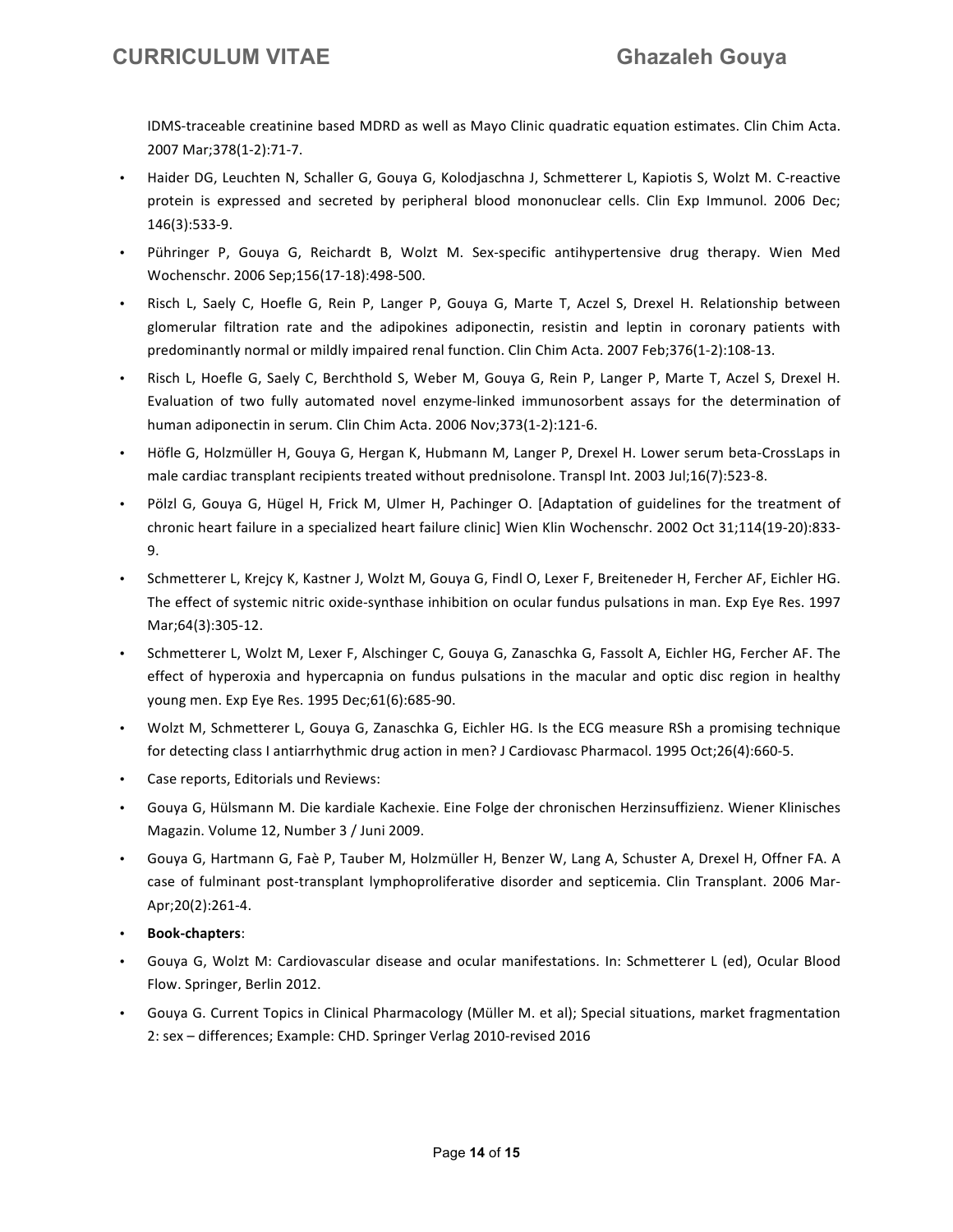IDMS-traceable creatinine based MDRD as well as Mayo Clinic quadratic equation estimates. Clin Chim Acta. 2007 Mar;378(1-2):71-7.

- Haider DG, Leuchten N, Schaller G, Gouya G, Kolodjaschna J, Schmetterer L, Kapiotis S, Wolzt M. C-reactive protein is expressed and secreted by peripheral blood mononuclear cells. Clin Exp Immunol. 2006 Dec; 146(3):533-9.
- Pühringer P, Gouya G, Reichardt B, Wolzt M. Sex-specific antihypertensive drug therapy. Wien Med Wochenschr. 2006 Sep;156(17-18):498-500.
- Risch L, Saely C, Hoefle G, Rein P, Langer P, Gouya G, Marte T, Aczel S, Drexel H. Relationship between glomerular filtration rate and the adipokines adiponectin, resistin and leptin in coronary patients with predominantly normal or mildly impaired renal function. Clin Chim Acta. 2007 Feb;376(1-2):108-13.
- Risch L, Hoefle G, Saely C, Berchthold S, Weber M, Gouya G, Rein P, Langer P, Marte T, Aczel S, Drexel H. Evaluation of two fully automated novel enzyme-linked immunosorbent assays for the determination of human adiponectin in serum. Clin Chim Acta. 2006 Nov;373(1-2):121-6.
- Höfle G, Holzmüller H, Gouya G, Hergan K, Hubmann M, Langer P, Drexel H. Lower serum beta-CrossLaps in male cardiac transplant recipients treated without prednisolone. Transpl Int. 2003 Jul;16(7):523-8.
- Pölzl G, Gouya G, Hügel H, Frick M, Ulmer H, Pachinger O. [Adaptation of guidelines for the treatment of chronic heart failure in a specialized heart failure clinic] Wien Klin Wochenschr. 2002 Oct 31;114(19-20):833-9.
- Schmetterer L, Krejcy K, Kastner J, Wolzt M, Gouya G, Findl O, Lexer F, Breiteneder H, Fercher AF, Eichler HG. The effect of systemic nitric oxide-synthase inhibition on ocular fundus pulsations in man. Exp Eye Res. 1997 Mar;64(3):305-12.
- Schmetterer L, Wolzt M, Lexer F, Alschinger C, Gouya G, Zanaschka G, Fassolt A, Eichler HG, Fercher AF. The effect of hyperoxia and hypercapnia on fundus pulsations in the macular and optic disc region in healthy young men. Exp Eye Res. 1995 Dec;61(6):685-90.
- Wolzt M, Schmetterer L, Gouya G, Zanaschka G, Eichler HG. Is the ECG measure RSh a promising technique for detecting class I antiarrhythmic drug action in men? J Cardiovasc Pharmacol. 1995 Oct;26(4):660-5.
- Case reports, Editorials und Reviews:
- Gouya G, Hülsmann M. Die kardiale Kachexie. Eine Folge der chronischen Herzinsuffizienz. Wiener Klinisches Magazin. Volume 12, Number 3 / Juni 2009.
- Gouya G, Hartmann G, Faè P, Tauber M, Holzmüller H, Benzer W, Lang A, Schuster A, Drexel H, Offner FA. A case of fulminant post-transplant lymphoproliferative disorder and septicemia. Clin Transplant. 2006 Mar-Apr;20(2):261-4.
- **Book-chapters**:
- Gouya G, Wolzt M: Cardiovascular disease and ocular manifestations. In: Schmetterer L (ed), Ocular Blood Flow. Springer, Berlin 2012.
- Gouya G. Current Topics in Clinical Pharmacology (Müller M. et al); Special situations, market fragmentation 2: sex – differences; Example: CHD. Springer Verlag 2010-revised 2016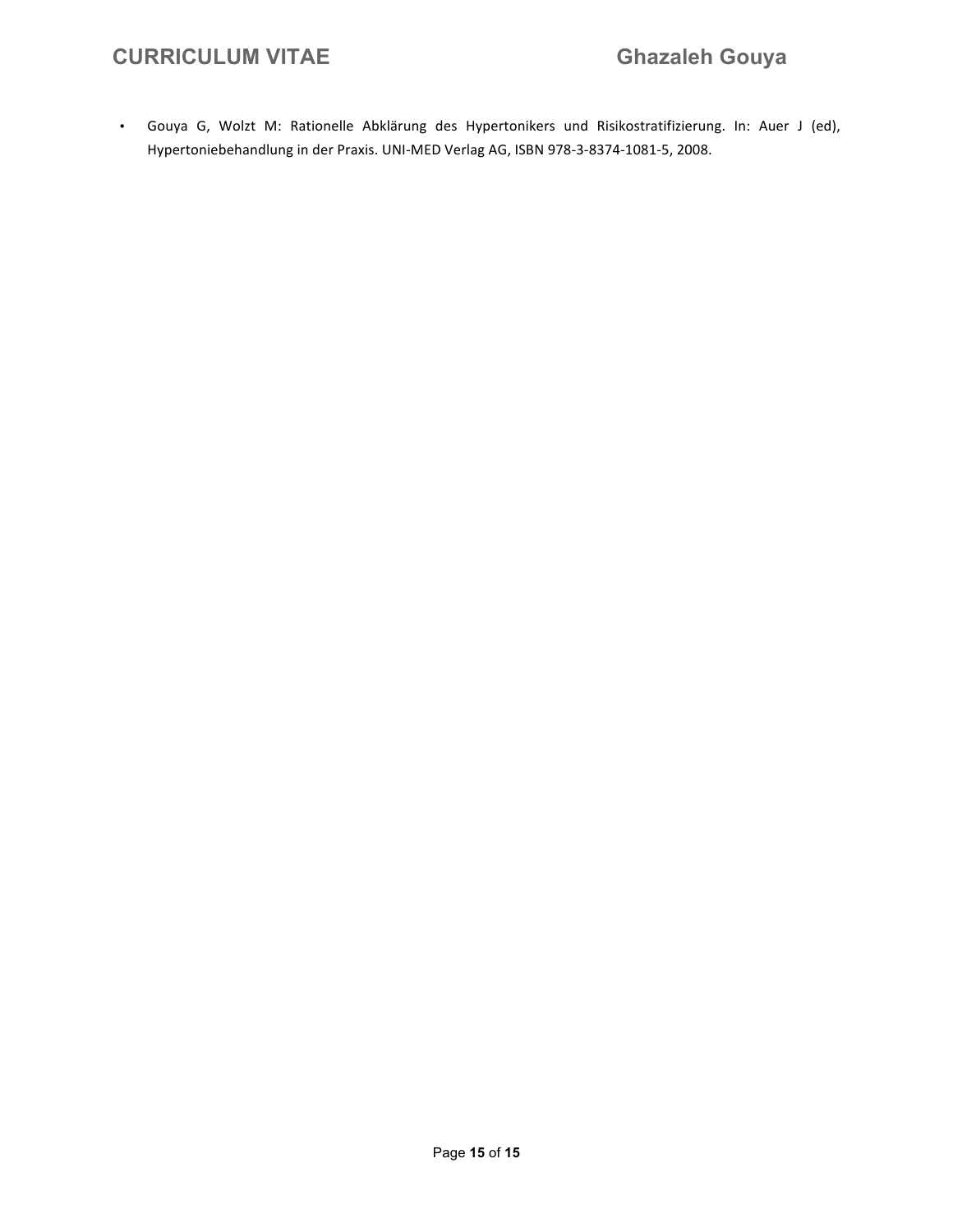- Gouya G, Wolzt M: Rationelle Abklärung des Hypertonikers und Risikostratifizierung. In: Auer J (ed), Hypertoniebehandlung in der Praxis. UNI-MED Verlag AG, ISBN 978-3-8374-1081-5, 2008.